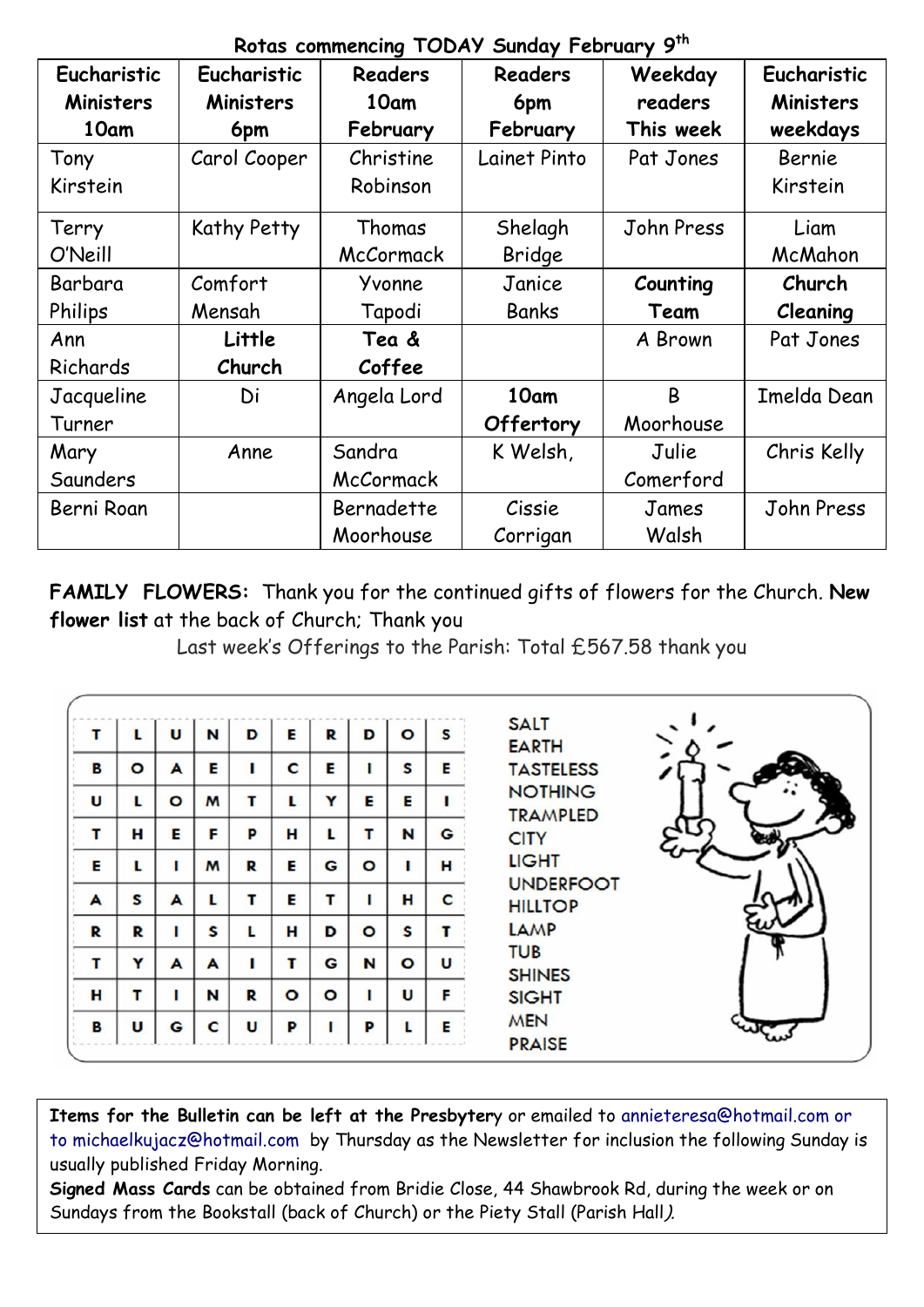Rotas commencing TODAY Sunday February 9th

| Eucharistic Ministers 10am | Eucharistic Ministers 6pm | Readers 10am February | Readers 6pm February | Weekday readers This week | Eucharistic Ministers weekdays |
|---|---|---|---|---|---|
| Tony Kirstein | Carol Cooper | Christine Robinson | Lainet Pinto | Pat Jones | Bernie Kirstein |
| Terry O'Neill | Kathy Petty | Thomas McCormack | Shelagh Bridge | John Press | Liam McMahon |
| Barbara Philips | Comfort Mensah | Yvonne Tapodi | Janice Banks | **Counting Team** | **Church Cleaning** |
| Ann Richards | **Little Church** | **Tea & Coffee** | | A Brown | Pat Jones |
| Jacqueline Turner | Di | Angela Lord | **10am Offertory** | B Moorhouse | Imelda Dean |
| Mary Saunders | Anne | Sandra McCormack | K Welsh, | Julie Comerford | Chris Kelly |
| Berni Roan | | Bernadette Moorhouse | Cissie Corrigan | James Walsh | John Press |

**FAMILY FLOWERS:** Thank you for the continued gifts of flowers for the Church. **New flower list** at the back of Church; Thank you

Last week's Offerings to the Parish: Total £567.58 thank you

| | | | | | | | | | |
|---|---|---|---|---|---|---|---|---|---|
| T | L | U | N | D | E | R | D | O | S |
| B | O | A | E | I | C | E | I | S | E |
| U | L | O | M | T | L | Y | E | E | I |
| T | H | E | F | P | H | L | T | N | G |
| E | L | I | M | R | E | G | O | I | H |
| A | S | A | L | T | E | T | I | H | C |
| R | R | I | S | L | H | D | O | S | T |
| T | Y | A | A | I | T | G | N | O | U |
| H | T | I | N | R | O | O | I | U | F |
| B | U | G | C | U | P | I | P | L | E |

SALT
EARTH
TASTELESS
NOTHING
TRAMPLED
CITY
LIGHT
UNDERFOOT
HILLTOP
LAMP
TUB
SHINES
SIGHT
MEN
PRAISE

**Items for the Bulletin can be left at the Presbytery** or emailed to annieteresa@hotmail.com or to michaelkujacz@hotmail.com by Thursday as the Newsletter for inclusion the following Sunday is usually published Friday Morning.

**Signed Mass Cards** can be obtained from Bridie Close, 44 Shawbrook Rd, during the week or on Sundays from the Bookstall (back of Church) or the Piety Stall (Parish Hall).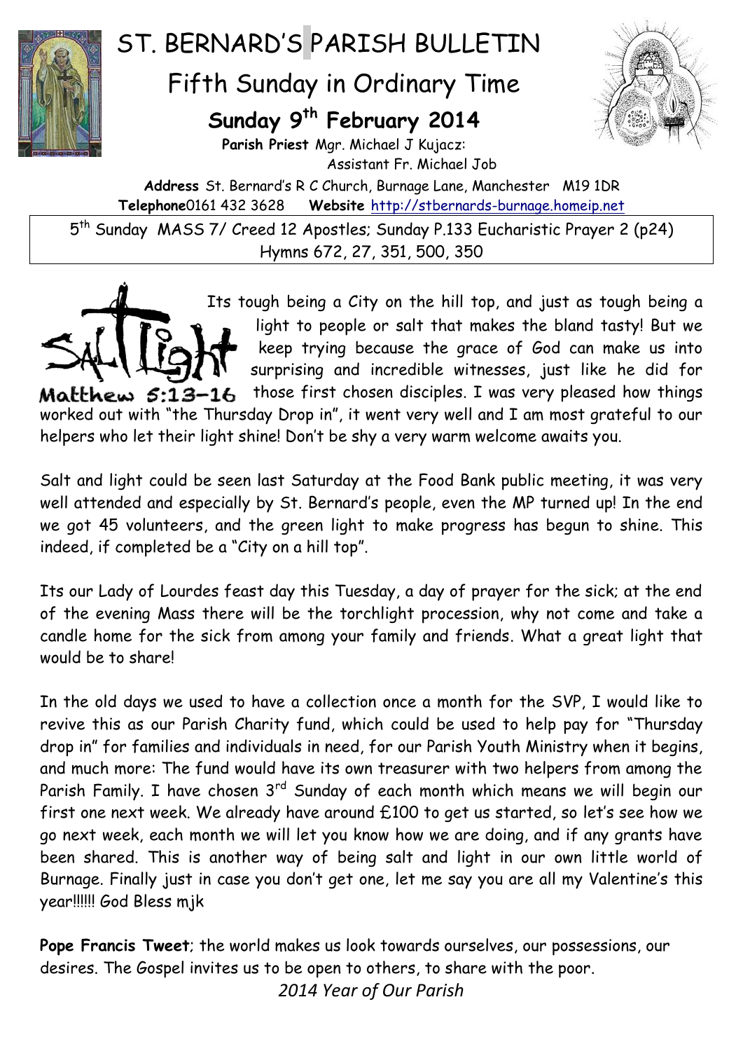# ST. BERNARD'S PARISH BULLETIN

## Fifth Sunday in Ordinary Time

### Sunday 9th February 2014

**Parish Priest** Mgr. Michael J Kujacz:
Assistant Fr. Michael Job

**Address** St. Bernard's R C Church, Burnage Lane, Manchester M19 1DR
**Telephone**0161 432 3628 **Website** http://stbernards-burnage.homeip.net

5th Sunday MASS 7/ Creed 12 Apostles; Sunday P.133 Eucharistic Prayer 2 (p24)
Hymns 672, 27, 351, 500, 350

Salt Light
Matthew 5:13-16

Its tough being a City on the hill top, and just as tough being a light to people or salt that makes the bland tasty! But we keep trying because the grace of God can make us into surprising and incredible witnesses, just like he did for those first chosen disciples. I was very pleased how things worked out with "the Thursday Drop in", it went very well and I am most grateful to our helpers who let their light shine! Don't be shy a very warm welcome awaits you.

Salt and light could be seen last Saturday at the Food Bank public meeting, it was very well attended and especially by St. Bernard's people, even the MP turned up! In the end we got 45 volunteers, and the green light to make progress has begun to shine. This indeed, if completed be a "City on a hill top".

Its our Lady of Lourdes feast day this Tuesday, a day of prayer for the sick; at the end of the evening Mass there will be the torchlight procession, why not come and take a candle home for the sick from among your family and friends. What a great light that would be to share!

In the old days we used to have a collection once a month for the SVP, I would like to revive this as our Parish Charity fund, which could be used to help pay for "Thursday drop in" for families and individuals in need, for our Parish Youth Ministry when it begins, and much more: The fund would have its own treasurer with two helpers from among the Parish Family. I have chosen 3rd Sunday of each month which means we will begin our first one next week. We already have around £100 to get us started, so let's see how we go next week, each month we will let you know how we are doing, and if any grants have been shared. This is another way of being salt and light in our own little world of Burnage. Finally just in case you don't get one, let me say you are all my Valentine's this year!!!!!! God Bless mjk

**Pope Francis Tweet**; the world makes us look towards ourselves, our possessions, our desires. The Gospel invites us to be open to others, to share with the poor.

*2014 Year of Our Parish*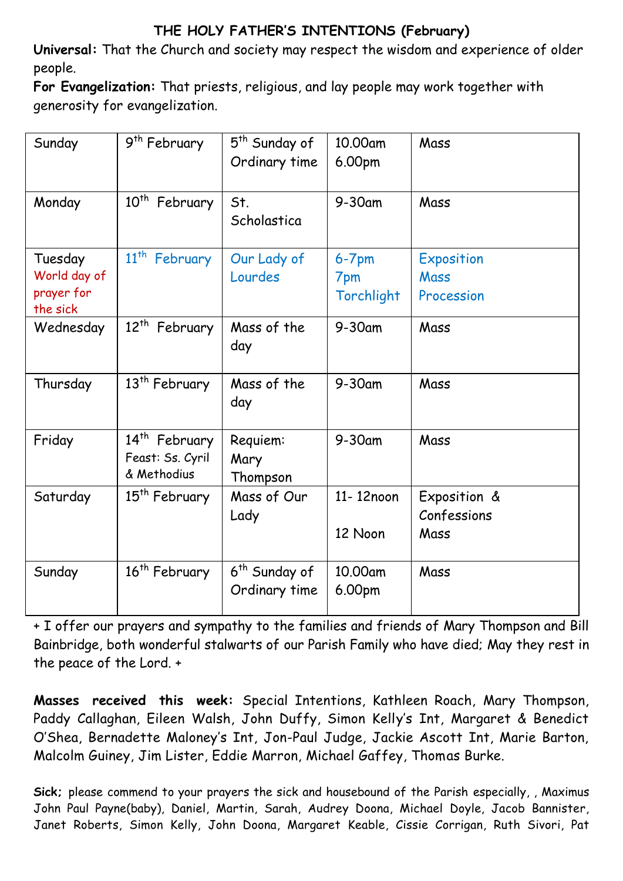## THE HOLY FATHER'S INTENTIONS (February)

**Universal:** That the Church and society may respect the wisdom and experience of older people.

**For Evangelization:** That priests, religious, and lay people may work together with generosity for evangelization.

| | | | | |
|---|---|---|---|---|
| Sunday | 9th February | 5th Sunday of Ordinary time | 10.00am<br>6.00pm | Mass |
| Monday | 10th February | St. Scholastica | 9-30am | Mass |
| Tuesday<br>World day of prayer for the sick | 11th February | Our Lady of Lourdes | 6-7pm<br>7pm<br>Torchlight | Exposition<br>Mass<br>Procession |
| Wednesday | 12th February | Mass of the day | 9-30am | Mass |
| Thursday | 13th February | Mass of the day | 9-30am | Mass |
| Friday | 14th February<br>Feast: Ss. Cyril & Methodius | Requiem: Mary Thompson | 9-30am | Mass |
| Saturday | 15th February | Mass of Our Lady | 11- 12noon<br>12 Noon | Exposition & Confessions<br>Mass |
| Sunday | 16th February | 6th Sunday of Ordinary time | 10.00am<br>6.00pm | Mass |

+ I offer our prayers and sympathy to the families and friends of Mary Thompson and Bill Bainbridge, both wonderful stalwarts of our Parish Family who have died; May they rest in the peace of the Lord. +

**Masses received this week:** Special Intentions, Kathleen Roach, Mary Thompson, Paddy Callaghan, Eileen Walsh, John Duffy, Simon Kelly's Int, Margaret & Benedict O'Shea, Bernadette Maloney's Int, Jon-Paul Judge, Jackie Ascott Int, Marie Barton, Malcolm Guiney, Jim Lister, Eddie Marron, Michael Gaffey, Thomas Burke.

**Sick;** please commend to your prayers the sick and housebound of the Parish especially, , Maximus John Paul Payne(baby), Daniel, Martin, Sarah, Audrey Doona, Michael Doyle, Jacob Bannister, Janet Roberts, Simon Kelly, John Doona, Margaret Keable, Cissie Corrigan, Ruth Sivori, Pat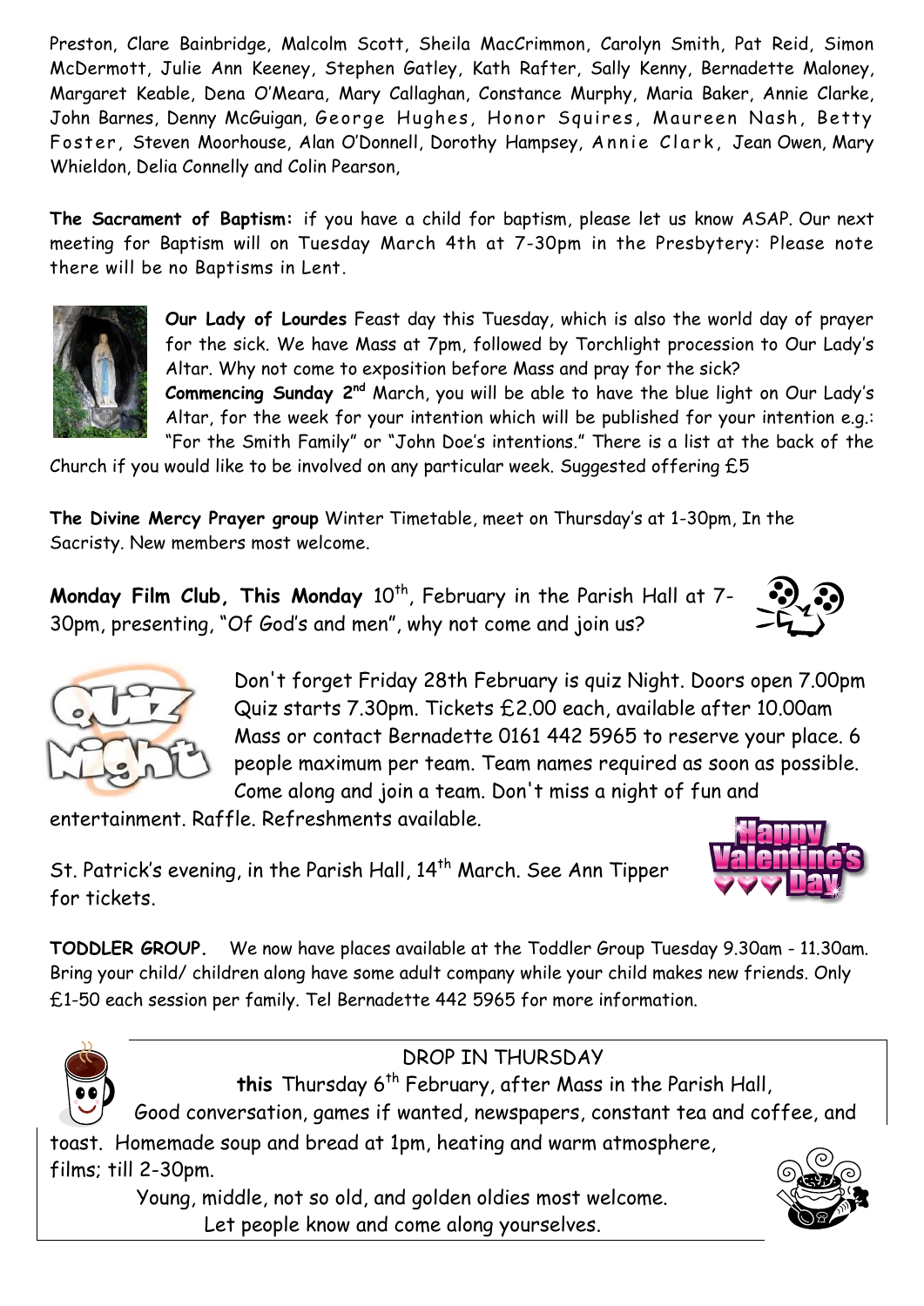Preston, Clare Bainbridge, Malcolm Scott, Sheila MacCrimmon, Carolyn Smith, Pat Reid, Simon McDermott, Julie Ann Keeney, Stephen Gatley, Kath Rafter, Sally Kenny, Bernadette Maloney, Margaret Keable, Dena O'Meara, Mary Callaghan, Constance Murphy, Maria Baker, Annie Clarke, John Barnes, Denny McGuigan, George Hughes, Honor Squires, Maureen Nash, Betty Foster, Steven Moorhouse, Alan O'Donnell, Dorothy Hampsey, Annie Clark, Jean Owen, Mary Whieldon, Delia Connelly and Colin Pearson,

**The Sacrament of Baptism:** if you have a child for baptism, please let us know ASAP. Our next meeting for Baptism will on Tuesday March 4th at 7-30pm in the Presbytery: Please note there will be no Baptisms in Lent.

**Our Lady of Lourdes** Feast day this Tuesday, which is also the world day of prayer for the sick. We have Mass at 7pm, followed by Torchlight procession to Our Lady's Altar. Why not come to exposition before Mass and pray for the sick?
**Commencing Sunday 2nd** March, you will be able to have the blue light on Our Lady's Altar, for the week for your intention which will be published for your intention e.g.: "For the Smith Family" or "John Doe's intentions." There is a list at the back of the Church if you would like to be involved on any particular week. Suggested offering £5

**The Divine Mercy Prayer group** Winter Timetable, meet on Thursday's at 1-30pm, In the Sacristy. New members most welcome.

**Monday Film Club, This Monday** 10th, February in the Parish Hall at 7-30pm, presenting, "Of God's and men", why not come and join us?

Don't forget Friday 28th February is quiz Night. Doors open 7.00pm Quiz starts 7.30pm. Tickets £2.00 each, available after 10.00am Mass or contact Bernadette 0161 442 5965 to reserve your place. 6 people maximum per team. Team names required as soon as possible. Come along and join a team. Don't miss a night of fun and entertainment. Raffle. Refreshments available.

St. Patrick's evening, in the Parish Hall, 14th March. See Ann Tipper for tickets.

**TODDLER GROUP.** We now have places available at the Toddler Group Tuesday 9.30am - 11.30am. Bring your child/ children along have some adult company while your child makes new friends. Only £1-50 each session per family. Tel Bernadette 442 5965 for more information.

DROP IN THURSDAY

**this** Thursday 6th February, after Mass in the Parish Hall,
Good conversation, games if wanted, newspapers, constant tea and coffee, and toast. Homemade soup and bread at 1pm, heating and warm atmosphere, films; till 2-30pm.
Young, middle, not so old, and golden oldies most welcome.
Let people know and come along yourselves.